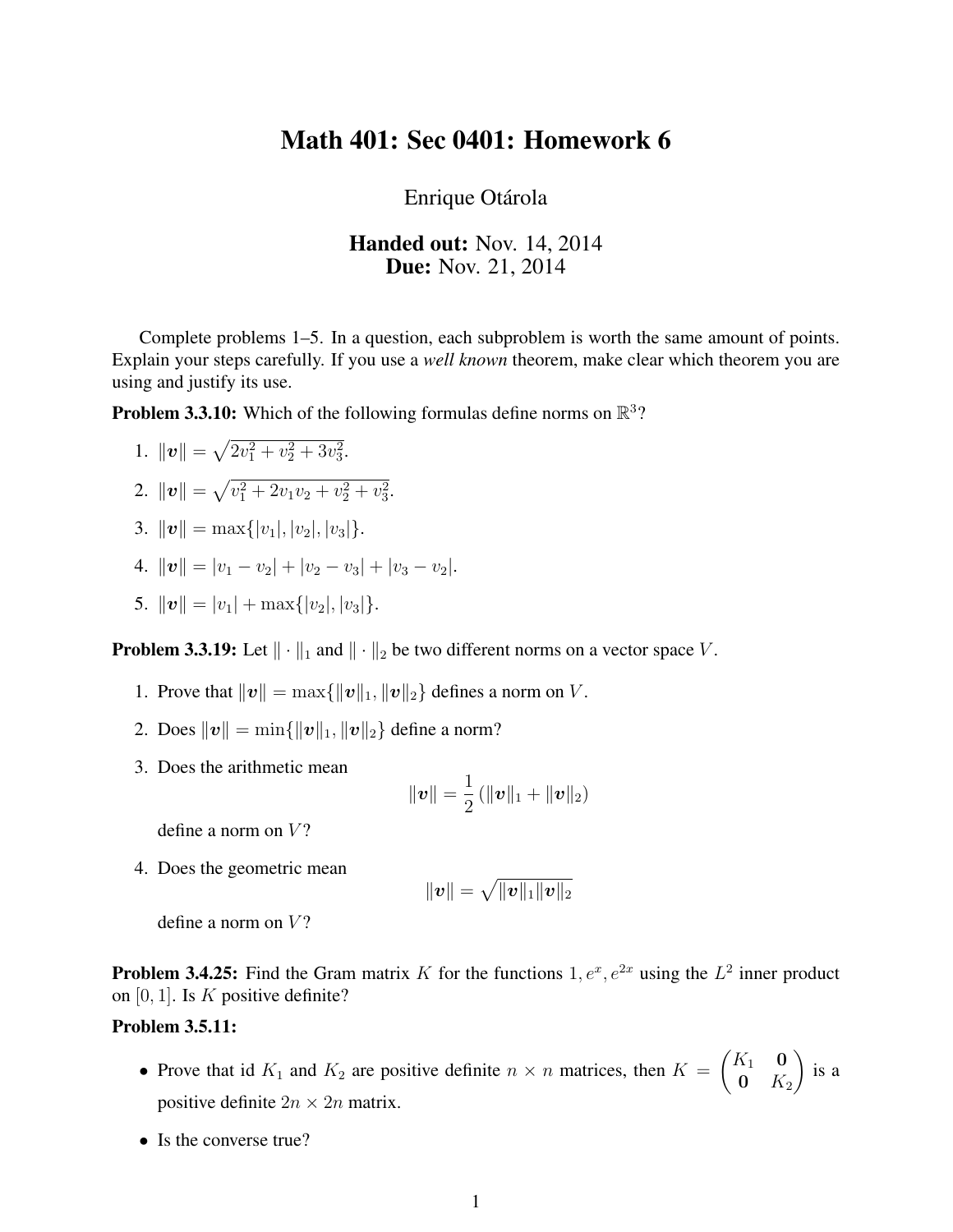# Math 401: Sec 0401: Homework 6

Enrique Otárola

**Handed out:** Nov. 14, 2014
**Due:** Nov. 21, 2014

Complete problems 1–5. In a question, each subproblem is worth the same amount of points. Explain your steps carefully. If you use a *well known* theorem, make clear which theorem you are using and justify its use.

**Problem 3.3.10:** Which of the following formulas define norms on $\mathbb{R}^3$?

1. $\|\boldsymbol{v}\| = \sqrt{2v_1^2 + v_2^2 + 3v_3^2}$.
2. $\|\boldsymbol{v}\| = \sqrt{v_1^2 + 2v_1 v_2 + v_2^2 + v_3^2}$.
3. $\|\boldsymbol{v}\| = \max\{|v_1|, |v_2|, |v_3|\}$.
4. $\|\boldsymbol{v}\| = |v_1 - v_2| + |v_2 - v_3| + |v_3 - v_2|$.
5. $\|\boldsymbol{v}\| = |v_1| + \max\{|v_2|, |v_3|\}$.

**Problem 3.3.19:** Let $\|\cdot\|_1$ and $\|\cdot\|_2$ be two different norms on a vector space $V$.

1. Prove that $\|\boldsymbol{v}\| = \max\{\|\boldsymbol{v}\|_1, \|\boldsymbol{v}\|_2\}$ defines a norm on $V$.
2. Does $\|\boldsymbol{v}\| = \min\{\|\boldsymbol{v}\|_1, \|\boldsymbol{v}\|_2\}$ define a norm?
3. Does the arithmetic mean
$$\|\boldsymbol{v}\| = \frac{1}{2}\left(\|\boldsymbol{v}\|_1 + \|\boldsymbol{v}\|_2\right)$$
define a norm on $V$?
4. Does the geometric mean
$$\|\boldsymbol{v}\| = \sqrt{\|\boldsymbol{v}\|_1 \|\boldsymbol{v}\|_2}$$
define a norm on $V$?

**Problem 3.4.25:** Find the Gram matrix $K$ for the functions $1, e^x, e^{2x}$ using the $L^2$ inner product on $[0, 1]$. Is $K$ positive definite?

**Problem 3.5.11:**

- Prove that id $K_1$ and $K_2$ are positive definite $n \times n$ matrices, then $K = \begin{pmatrix} K_1 & \mathbf{0} \\ \mathbf{0} & K_2 \end{pmatrix}$ is a positive definite $2n \times 2n$ matrix.
- Is the converse true?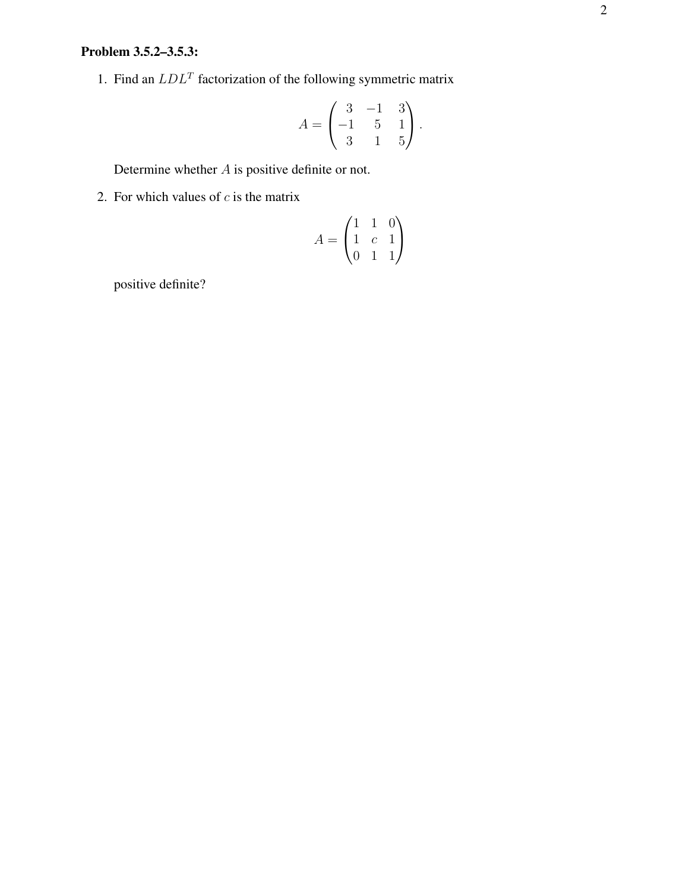**Problem 3.5.2–3.5.3:**

1. Find an $LDL^T$ factorization of the following symmetric matrix

$$A = \begin{pmatrix} 3 & -1 & 3 \\ -1 & 5 & 1 \\ 3 & 1 & 5 \end{pmatrix}.$$

   Determine whether $A$ is positive definite or not.

2. For which values of $c$ is the matrix

$$A = \begin{pmatrix} 1 & 1 & 0 \\ 1 & c & 1 \\ 0 & 1 & 1 \end{pmatrix}$$

   positive definite?